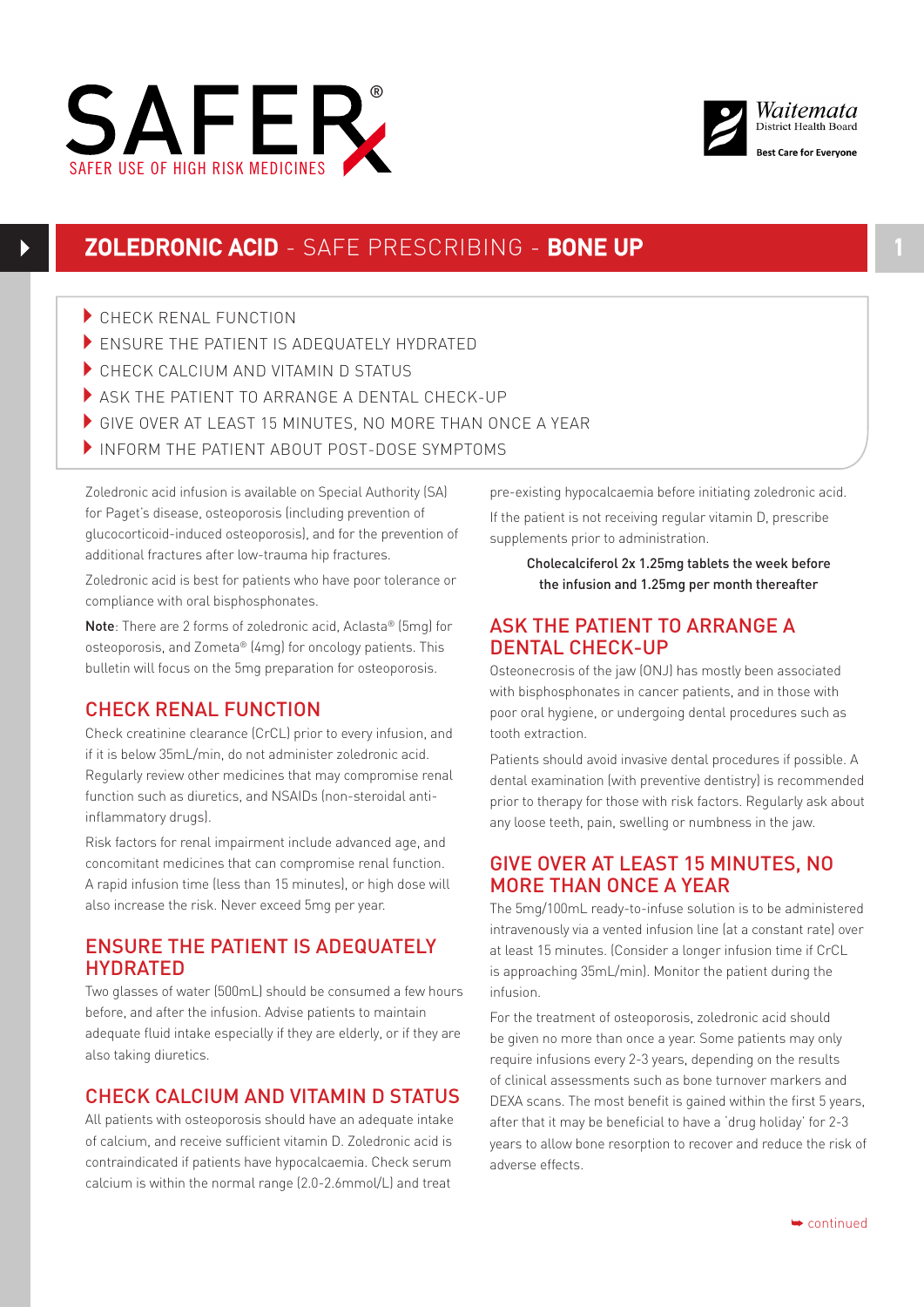# SAFER®

SAFER USE OF HIGH RISK MEDICINES

Waitemata District Health Board

Best Care for Everyone

## ZOLEDRONIC ACID - SAFE PRESCRIBING - BONE UP

- CHECK RENAL FUNCTION
- ENSURE THE PATIENT IS ADEQUATELY HYDRATED
- CHECK CALCIUM AND VITAMIN D STATUS
- ASK THE PATIENT TO ARRANGE A DENTAL CHECK-UP
- GIVE OVER AT LEAST 15 MINUTES, NO MORE THAN ONCE A YEAR
- INFORM THE PATIENT ABOUT POST-DOSE SYMPTOMS

Zoledronic acid infusion is available on Special Authority (SA) for Paget's disease, osteoporosis (including prevention of glucocorticoid-induced osteoporosis), and for the prevention of additional fractures after low-trauma hip fractures.

Zoledronic acid is best for patients who have poor tolerance or compliance with oral bisphosphonates.

**Note**: There are 2 forms of zoledronic acid, Aclasta® (5mg) for osteoporosis, and Zometa® (4mg) for oncology patients. This bulletin will focus on the 5mg preparation for osteoporosis.

### CHECK RENAL FUNCTION

Check creatinine clearance (CrCL) prior to every infusion, and if it is below 35mL/min, do not administer zoledronic acid. Regularly review other medicines that may compromise renal function such as diuretics, and NSAIDs (non-steroidal anti-inflammatory drugs).

Risk factors for renal impairment include advanced age, and concomitant medicines that can compromise renal function. A rapid infusion time (less than 15 minutes), or high dose will also increase the risk. Never exceed 5mg per year.

### ENSURE THE PATIENT IS ADEQUATELY HYDRATED

Two glasses of water (500mL) should be consumed a few hours before, and after the infusion. Advise patients to maintain adequate fluid intake especially if they are elderly, or if they are also taking diuretics.

### CHECK CALCIUM AND VITAMIN D STATUS

All patients with osteoporosis should have an adequate intake of calcium, and receive sufficient vitamin D. Zoledronic acid is contraindicated if patients have hypocalcaemia. Check serum calcium is within the normal range (2.0-2.6mmol/L) and treat pre-existing hypocalcaemia before initiating zoledronic acid.

If the patient is not receiving regular vitamin D, prescribe supplements prior to administration.

Cholecalciferol 2x 1.25mg tablets the week before the infusion and 1.25mg per month thereafter

### ASK THE PATIENT TO ARRANGE A DENTAL CHECK-UP

Osteonecrosis of the jaw (ONJ) has mostly been associated with bisphosphonates in cancer patients, and in those with poor oral hygiene, or undergoing dental procedures such as tooth extraction.

Patients should avoid invasive dental procedures if possible. A dental examination (with preventive dentistry) is recommended prior to therapy for those with risk factors. Regularly ask about any loose teeth, pain, swelling or numbness in the jaw.

### GIVE OVER AT LEAST 15 MINUTES, NO MORE THAN ONCE A YEAR

The 5mg/100mL ready-to-infuse solution is to be administered intravenously via a vented infusion line (at a constant rate) over at least 15 minutes. (Consider a longer infusion time if CrCL is approaching 35mL/min). Monitor the patient during the infusion.

For the treatment of osteoporosis, zoledronic acid should be given no more than once a year. Some patients may only require infusions every 2-3 years, depending on the results of clinical assessments such as bone turnover markers and DEXA scans. The most benefit is gained within the first 5 years, after that it may be beneficial to have a 'drug holiday' for 2-3 years to allow bone resorption to recover and reduce the risk of adverse effects.

➥ continued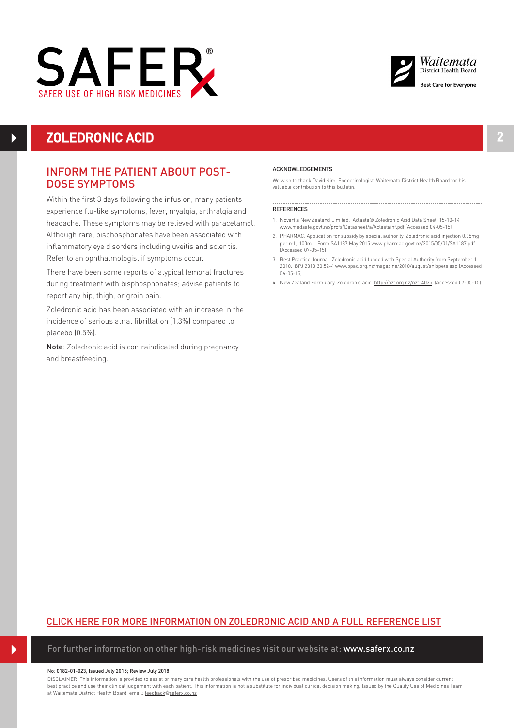# SAFER
SAFER USE OF HIGH RISK MEDICINES

Waitemata District Health Board
Best Care for Everyone

## ZOLEDRONIC ACID

### INFORM THE PATIENT ABOUT POST-DOSE SYMPTOMS

Within the first 3 days following the infusion, many patients experience flu-like symptoms, fever, myalgia, arthralgia and headache. These symptoms may be relieved with paracetamol. Although rare, bisphosphonates have been associated with inflammatory eye disorders including uveitis and scleritis. Refer to an ophthalmologist if symptoms occur.

There have been some reports of atypical femoral fractures during treatment with bisphosphonates; advise patients to report any hip, thigh, or groin pain.

Zoledronic acid has been associated with an increase in the incidence of serious atrial fibrillation (1.3%) compared to placebo (0.5%).

**Note**: Zoledronic acid is contraindicated during pregnancy and breastfeeding.

#### ACKNOWLEDGEMENTS

We wish to thank David Kim, Endocrinologist, Waitemata District Health Board for his valuable contribution to this bulletin.

#### REFERENCES

1. Novartis New Zealand Limited. Aclasta® Zoledronic Acid Data Sheet. 15-10-14 www.medsafe.govt.nz/profs/Datasheet/a/Aclastainf.pdf (Accessed 04-05-15)
2. PHARMAC. Application for subsidy by special authority. Zoledronic acid injection 0.05mg per mL, 100mL. Form SA1187 May 2015 www.pharmac.govt.nz/2015/05/01/SA1187.pdf (Accessed 07-05-15)
3. Best Practice Journal. Zoledronic acid funded with Special Authority from September 1 2010. BPJ 2010;30:52-4 www.bpac.org.nz/magazine/2010/august/snippets.asp (Accessed 06-05-15)
4. New Zealand Formulary. Zoledronic acid. http://nzf.org.nz/nzf_4035 (Accessed 07-05-15)

CLICK HERE FOR MORE INFORMATION ON ZOLEDRONIC ACID AND A FULL REFERENCE LIST

For further information on other high-risk medicines visit our website at: www.saferx.co.nz

No: 0182-01-023, Issued July 2015; Review July 2018

DISCLAIMER: This information is provided to assist primary care health professionals with the use of prescribed medicines. Users of this information must always consider current best practice and use their clinical judgement with each patient. This information is not a substitute for individual clinical decision making. Issued by the Quality Use of Medicines Team at Waitemata District Health Board, email: feedback@saferx.co.nz